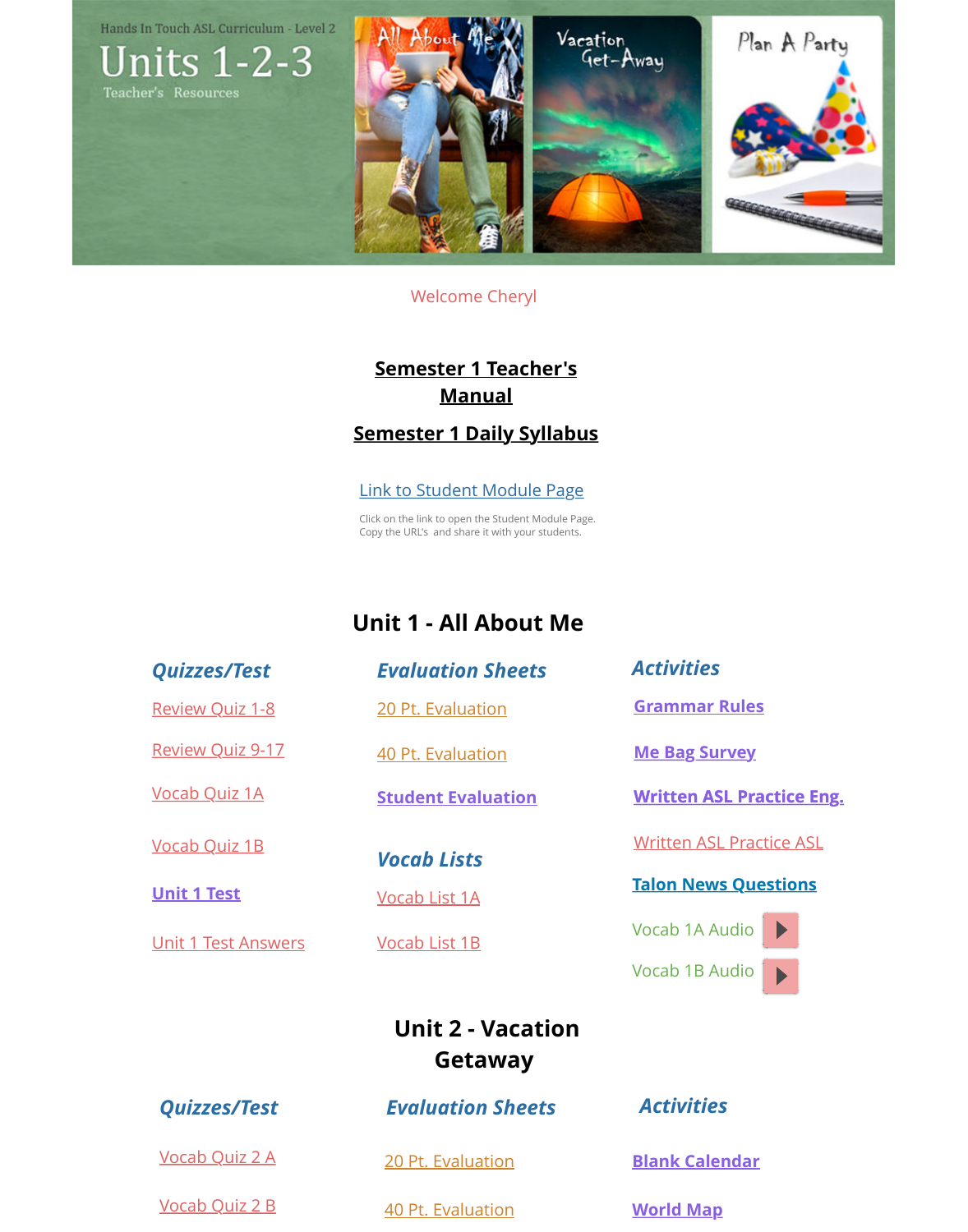Hands In Touch ASL Curriculum - Level 2

# Units 1-2-3

Teacher's Resources

All About Me | Vacation Get-Away | Plan A Party

Welcome Cheryl

**Semester 1 Teacher's Manual**

**Semester 1 Daily Syllabus**

Link to Student Module Page

Click on the link to open the Student Module Page. Copy the URL's and share it with your students.

## Unit 1 - All About Me

### *Quizzes/Test*

- Review Quiz 1-8
- Review Quiz 9-17
- Vocab Quiz 1A
- Vocab Quiz 1B
- **Unit 1 Test**
- Unit 1 Test Answers

### *Evaluation Sheets*

- 20 Pt. Evaluation
- 40 Pt. Evaluation
- **Student Evaluation**

### *Vocab Lists*

- Vocab List 1A
- Vocab List 1B

### *Activities*

- **Grammar Rules**
- **Me Bag Survey**
- **Written ASL Practice Eng.**
- Written ASL Practice ASL
- **Talon News Questions**
- Vocab 1A Audio
- Vocab 1B Audio

## Unit 2 - Vacation Getaway

### *Quizzes/Test*

- Vocab Quiz 2 A
- Vocab Quiz 2 B

### *Evaluation Sheets*

- 20 Pt. Evaluation
- 40 Pt. Evaluation

### *Activities*

- **Blank Calendar**
- **World Map**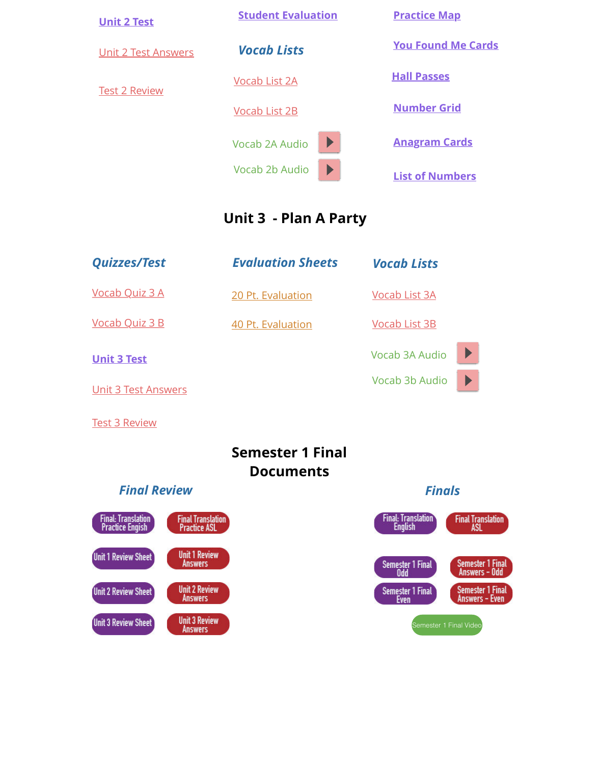Unit 2 Test

Unit 2 Test Answers

Test 2 Review

Student Evaluation

### *Vocab Lists*

Vocab List 2A

Vocab List 2B

Vocab 2A Audio

Vocab 2b Audio

Practice Map

You Found Me Cards

Hall Passes

Number Grid

Anagram Cards

List of Numbers

## Unit 3 - Plan A Party

### *Quizzes/Test*

Vocab Quiz 3 A

Vocab Quiz 3 B

Unit 3 Test

Unit 3 Test Answers

Test 3 Review

### *Evaluation Sheets*

20 Pt. Evaluation

40 Pt. Evaluation

### *Vocab Lists*

Vocab List 3A

Vocab List 3B

Vocab 3A Audio

Vocab 3b Audio

## Semester 1 Final Documents

### *Final Review*

Final: Translation Practice Engish

Final Translation Practice ASL

Unit 1 Review Sheet

Unit 1 Review Answers

Unit 2 Review Sheet

Unit 2 Review Answers

Unit 3 Review Sheet

Unit 3 Review Answers

### *Finals*

Final: Translation English

Final Translation ASL

Semester 1 Final Odd

Semester 1 Final Answers - Odd

Semester 1 Final Even

Semester 1 Final Answers - Even

Semester 1 Final Video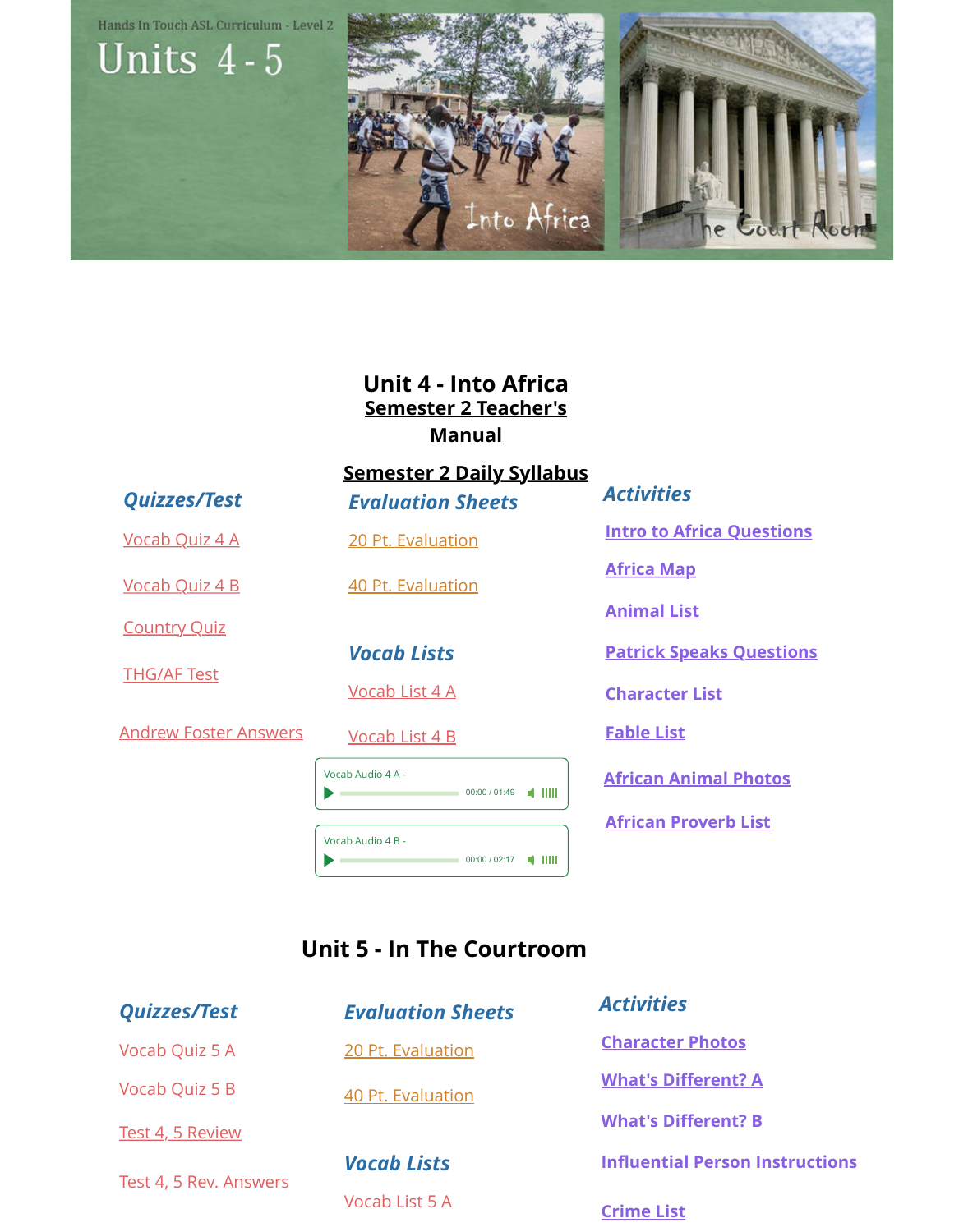Hands In Touch ASL Curriculum - Level 2

# Units 4 - 5

Into Africa

The Court Room

## Unit 4 - Into Africa

**Semester 2 Teacher's Manual**

**Semester 2 Daily Syllabus**

### *Quizzes/Test*

- Vocab Quiz 4 A
- Vocab Quiz 4 B
- Country Quiz
- THG/AF Test
- Andrew Foster Answers

### *Evaluation Sheets*

- 20 Pt. Evaluation
- 40 Pt. Evaluation

### *Vocab Lists*

- Vocab List 4 A
- Vocab List 4 B

Vocab Audio 4 A - 00:00 / 01:49

Vocab Audio 4 B - 00:00 / 02:17

### *Activities*

- Intro to Africa Questions
- Africa Map
- Animal List
- Patrick Speaks Questions
- Character List
- Fable List
- African Animal Photos
- African Proverb List

## Unit 5 - In The Courtroom

### *Quizzes/Test*

- Vocab Quiz 5 A
- Vocab Quiz 5 B
- Test 4, 5 Review
- Test 4, 5 Rev. Answers

### *Evaluation Sheets*

- 20 Pt. Evaluation
- 40 Pt. Evaluation

### *Vocab Lists*

- Vocab List 5 A

### *Activities*

- Character Photos
- What's Different? A
- What's Different? B
- Influential Person Instructions
- Crime List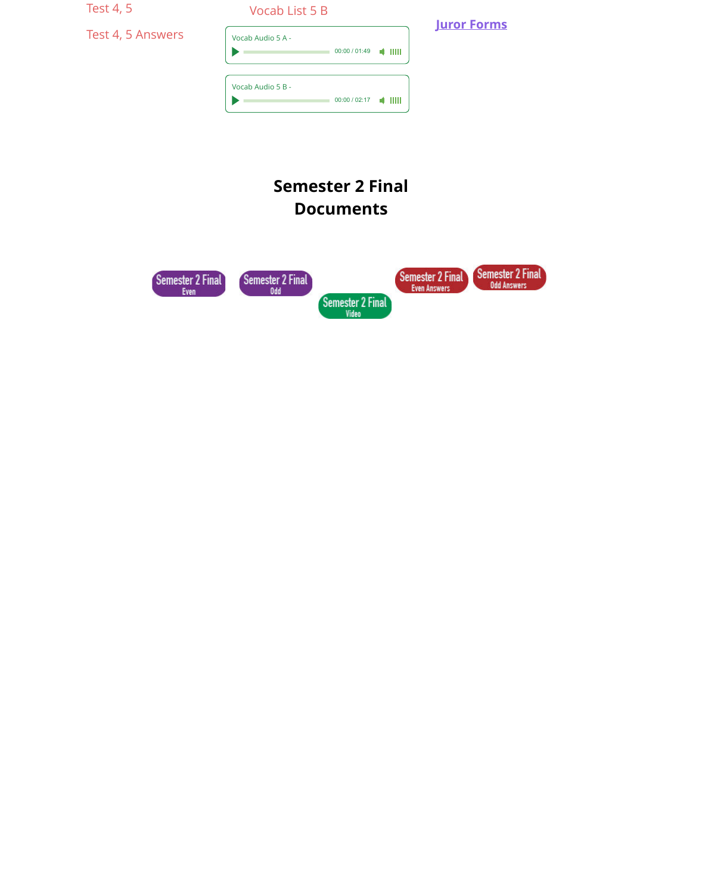Test 4, 5

Test 4, 5 Answers

Vocab List 5 B

Vocab Audio 5 A -

00:00 / 01:49

Vocab Audio 5 B -

00:00 / 02:17

Juror Forms

## Semester 2 Final Documents

Semester 2 Final Even

Semester 2 Final Odd

Semester 2 Final Video

Semester 2 Final Even Answers

Semester 2 Final Odd Answers